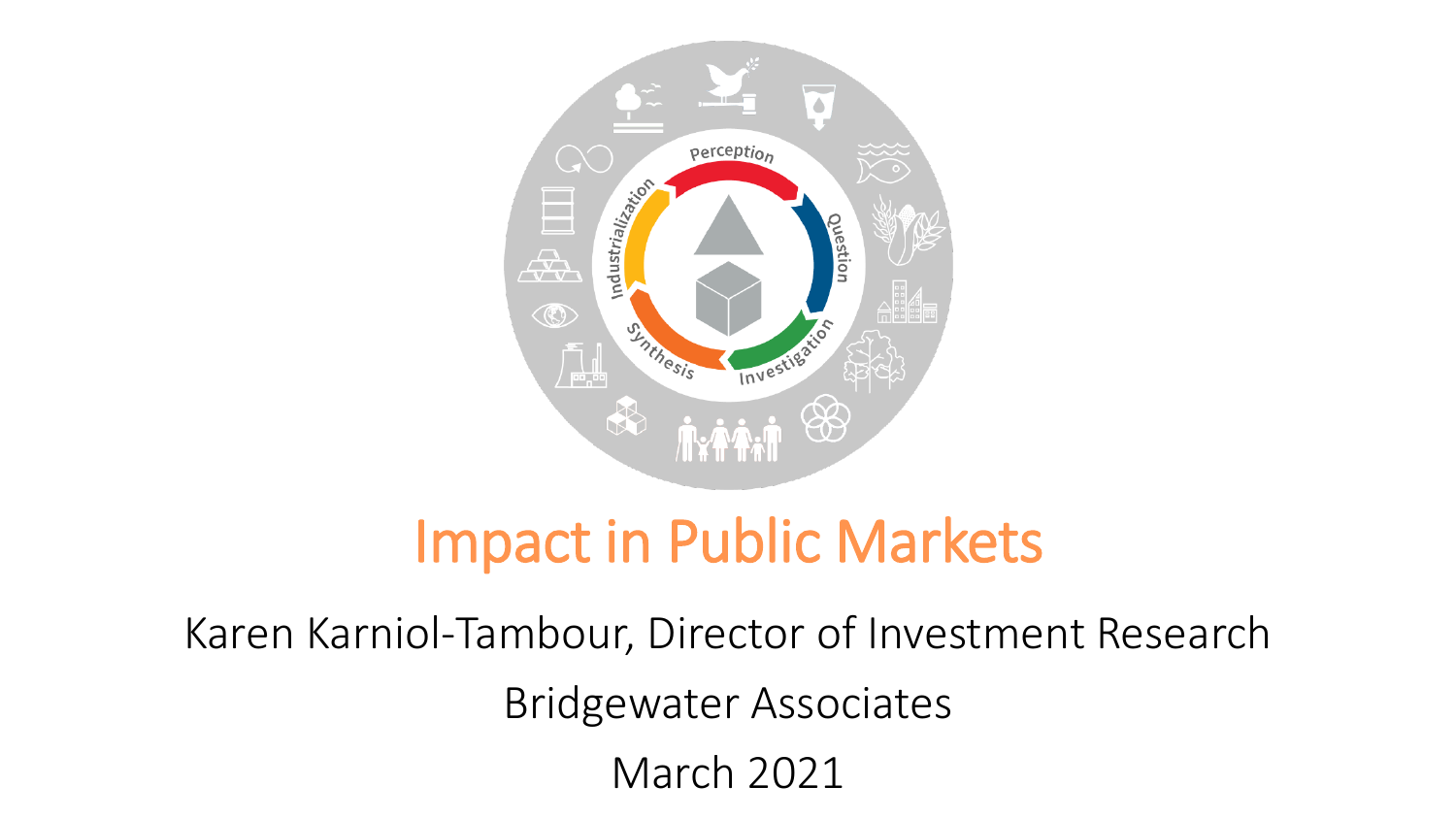# Impact in Public Markets

Karen Karniol-Tambour, Director of Investment Research

Bridgewater Associates

March 2021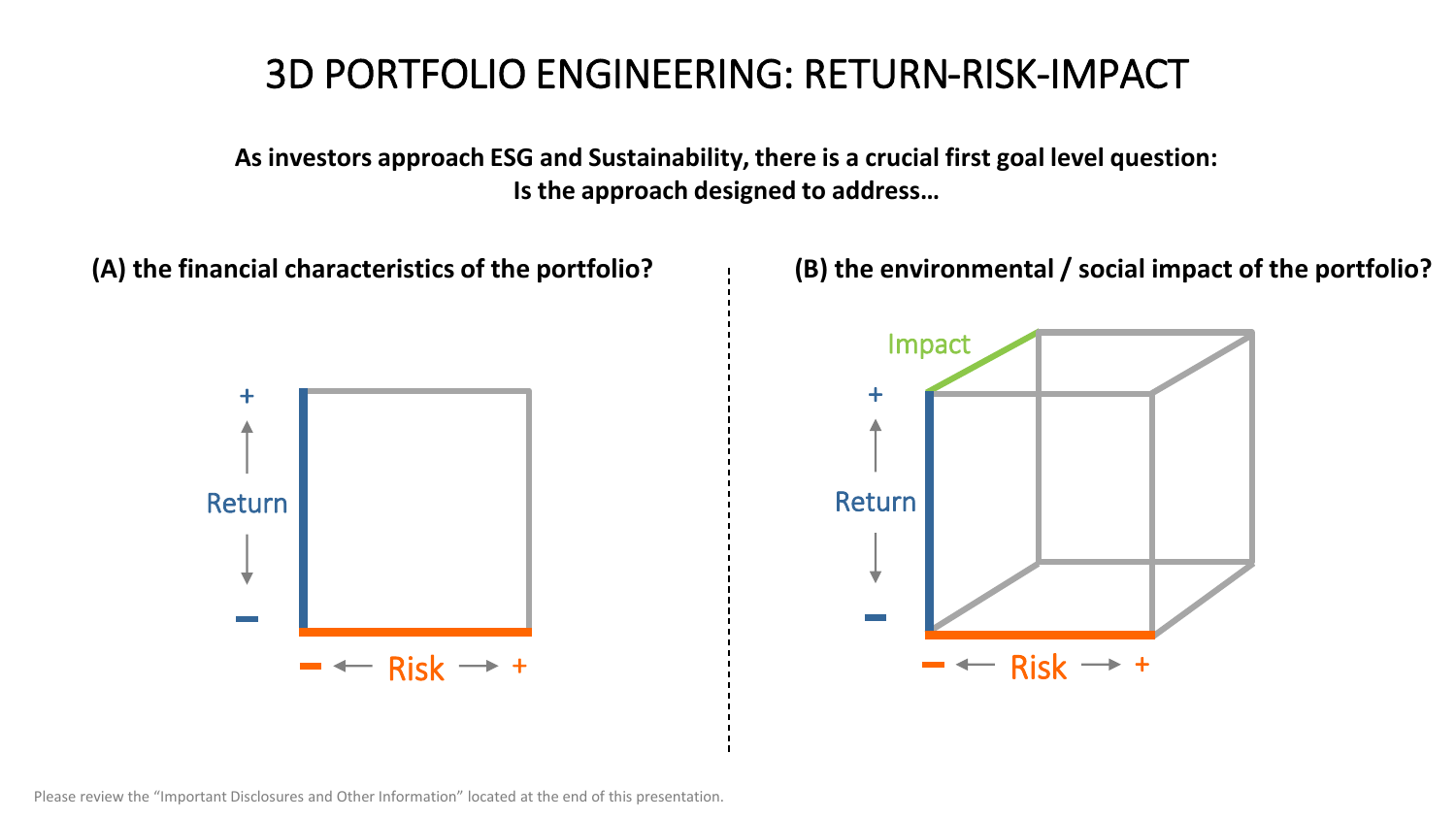# 3D PORTFOLIO ENGINEERING: RETURN-RISK-IMPACT

**As investors approach ESG and Sustainability, there is a crucial first goal level question:**
**Is the approach designed to address…**

**(A) the financial characteristics of the portfolio?**

+ Return –

– Risk +

**(B) the environmental / social impact of the portfolio?**

Impact

+ Return –

– Risk +

Please review the "Important Disclosures and Other Information" located at the end of this presentation.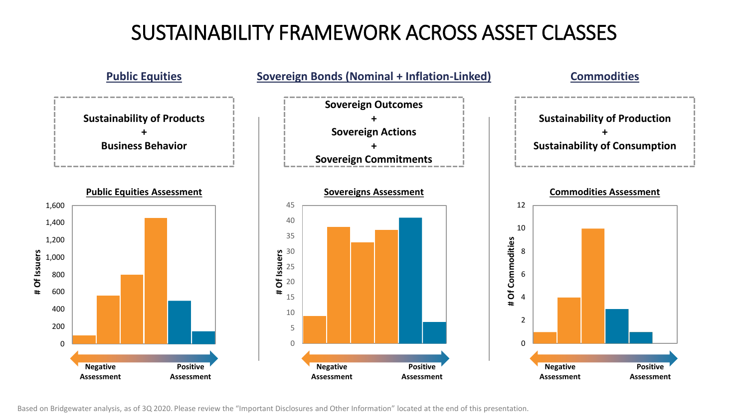# SUSTAINABILITY FRAMEWORK ACROSS ASSET CLASSES

## Public Equities

**Sustainability of Products**
**+**
**Business Behavior**

**Public Equities Assessment**

# Of Issuers: 0, 200, 400, 600, 800, 1,000, 1,200, 1,400, 1,600

Negative Assessment ← → Positive Assessment

## Sovereign Bonds (Nominal + Inflation-Linked)

**Sovereign Outcomes**
**+**
**Sovereign Actions**
**+**
**Sovereign Commitments**

**Sovereigns Assessment**

# Of Issuers: 0, 5, 10, 15, 20, 25, 30, 35, 40, 45

Negative Assessment ← → Positive Assessment

## Commodities

**Sustainability of Production**
**+**
**Sustainability of Consumption**

**Commodities Assessment**

# Of Commodities: 0, 2, 4, 6, 8, 10, 12

Negative Assessment ← → Positive Assessment

Based on Bridgewater analysis, as of 3Q 2020. Please review the "Important Disclosures and Other Information" located at the end of this presentation.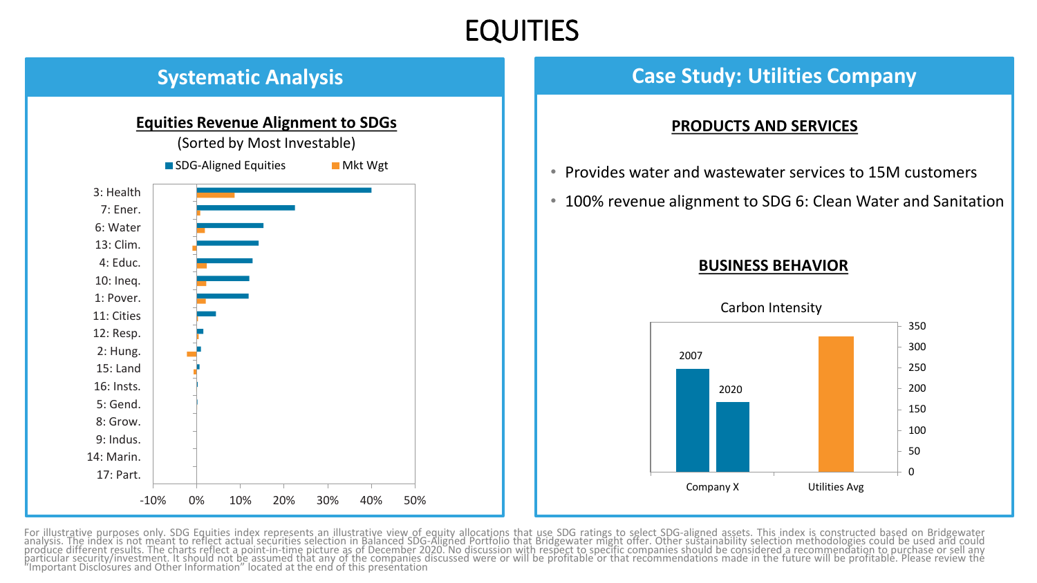# EQUITIES

## Systematic Analysis

**Equities Revenue Alignment to SDGs**

(Sorted by Most Investable)

SDG-Aligned Equities | Mkt Wgt

3: Health
7: Ener.
6: Water
13: Clim.
4: Educ.
10: Ineq.
1: Pover.
11: Cities
12: Resp.
2: Hung.
15: Land
16: Insts.
5: Gend.
8: Grow.
9: Indus.
14: Marin.
17: Part.

-10% 0% 10% 20% 30% 40% 50%

## Case Study: Utilities Company

**PRODUCTS AND SERVICES**

- Provides water and wastewater services to 15M customers
- 100% revenue alignment to SDG 6: Clean Water and Sanitation

**BUSINESS BEHAVIOR**

Carbon Intensity

2007 | 2020

Company X | Utilities Avg

0 50 100 150 200 250 300 350

For illustrative purposes only. SDG Equities index represents an illustrative view of equity allocations that use SDG ratings to select SDG-aligned assets. This index is constructed based on Bridgewater analysis. The index is not meant to reflect actual securities selection in Balanced SDG-Aligned Portfolio that Bridgewater might offer. Other sustainability selection methodologies could be used and could produce different results. The charts reflect a point-in-time picture as of December 2020. No discussion with respect to specific companies should be considered a recommendation to purchase or sell any particular security/investment. It should not be assumed that any of the companies discussed were or will be profitable or that recommendations made in the future will be profitable. Please review the "Important Disclosures and Other Information" located at the end of this presentation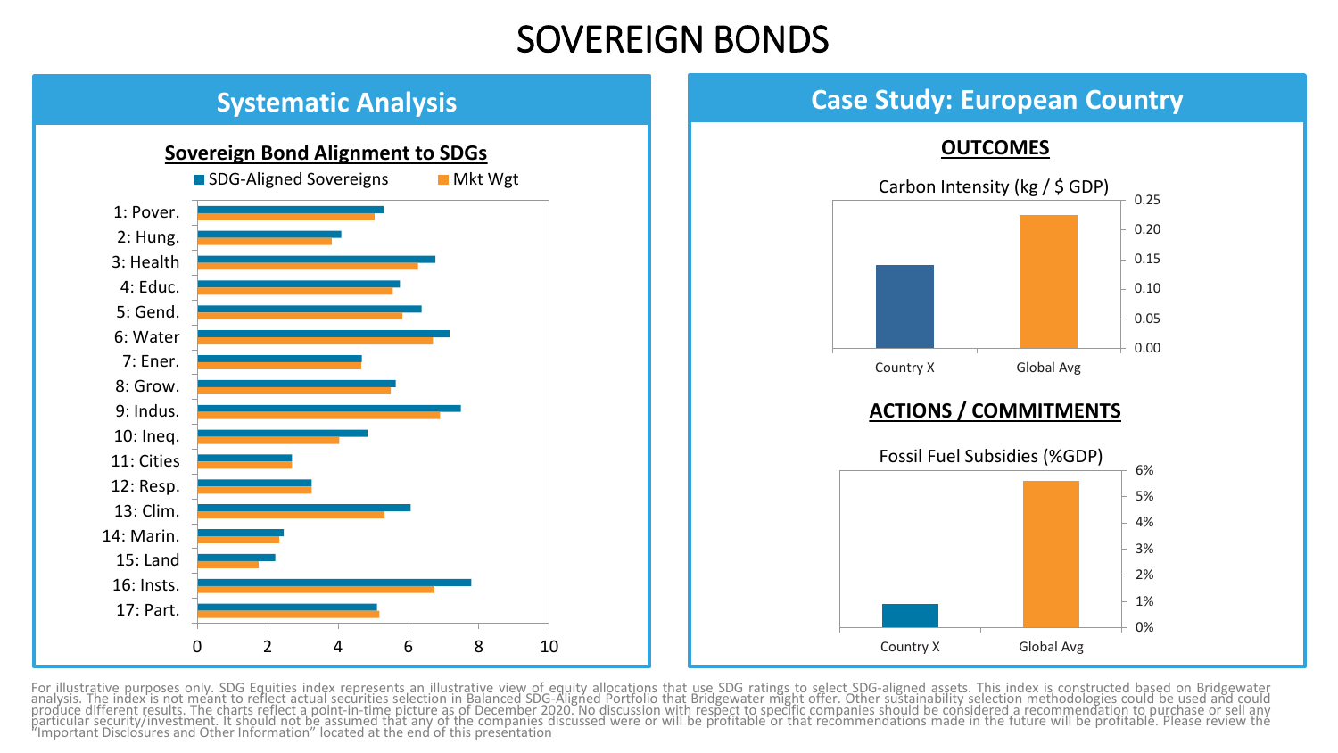# SOVEREIGN BONDS

## Systematic Analysis

### Sovereign Bond Alignment to SDGs

Legend: SDG-Aligned Sovereigns | Mkt Wgt

Categories: 1: Pover., 2: Hung., 3: Health, 4: Educ., 5: Gend., 6: Water, 7: Ener., 8: Grow., 9: Indus., 10: Ineq., 11: Cities, 12: Resp., 13: Clim., 14: Marin., 15: Land, 16: Insts., 17: Part.

Axis: 0, 2, 4, 6, 8, 10

## Case Study: European Country

### OUTCOMES

Carbon Intensity (kg / $ GDP)

Country X | Global Avg

Axis: 0.00, 0.05, 0.10, 0.15, 0.20, 0.25

### ACTIONS / COMMITMENTS

Fossil Fuel Subsidies (%GDP)

Country X | Global Avg

Axis: 0%, 1%, 2%, 3%, 4%, 5%, 6%

For illustrative purposes only. SDG Equities index represents an illustrative view of equity allocations that use SDG ratings to select SDG-aligned assets. This index is constructed based on Bridgewater analysis. The index is not meant to reflect actual securities selection in Balanced SDG-Aligned Portfolio that Bridgewater might offer. Other sustainability selection methodologies could be used and could produce different results. The charts reflect a point-in-time picture as of December 2020. No discussion with respect to specific companies should be considered a recommendation to purchase or sell any particular security/investment. It should not be assumed that any of the companies discussed were or will be profitable or that recommendations made in the future will be profitable. Please review the "Important Disclosures and Other Information" located at the end of this presentation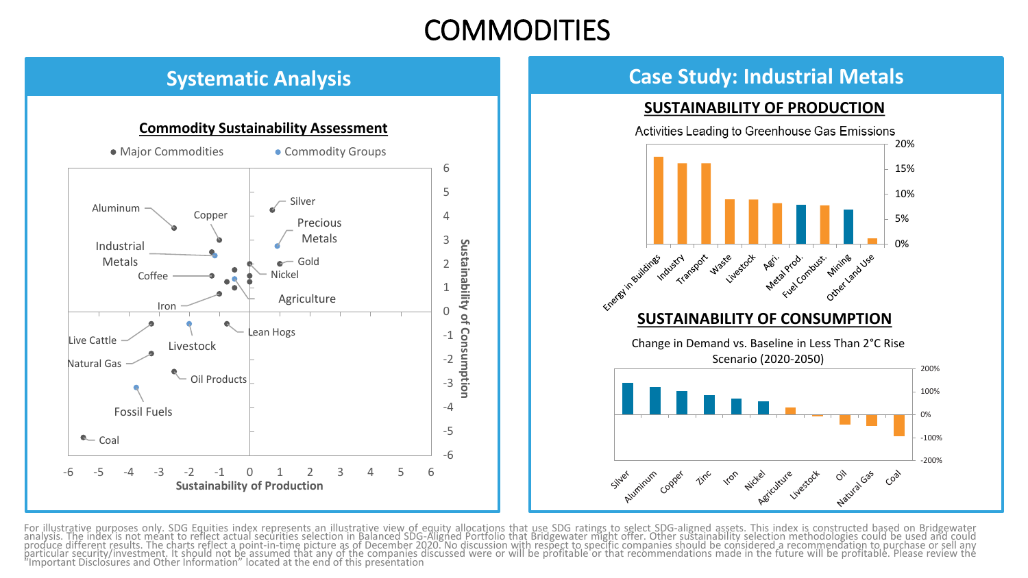# COMMODITIES

## Systematic Analysis

**Commodity Sustainability Assessment**

● Major Commodities ● Commodity Groups

Aluminum, Copper, Silver, Precious Metals, Industrial Metals, Gold, Coffee, Nickel, Agriculture, Iron, Lean Hogs, Live Cattle, Livestock, Natural Gas, Oil Products, Fossil Fuels, Coal

Sustainability of Production (x-axis, -6 to 6)

Sustainability of Consumption (y-axis, -6 to 6)

## Case Study: Industrial Metals

**SUSTAINABILITY OF PRODUCTION**

Activities Leading to Greenhouse Gas Emissions

Energy in Buildings, Industry, Transport, Waste, Livestock, Agri., Metal Prod., Fuel Combust., Mining, Other Land Use

(0% to 20%)

**SUSTAINABILITY OF CONSUMPTION**

Change in Demand vs. Baseline in Less Than 2°C Rise Scenario (2020-2050)

Silver, Aluminum, Copper, Zinc, Iron, Nickel, Agriculture, Livestock, Oil, Natural Gas, Coal

(-200% to 200%)

For illustrative purposes only. SDG Equities index represents an illustrative view of equity allocations that use SDG ratings to select SDG-aligned assets. This index is constructed based on Bridgewater analysis. The index is not meant to reflect actual securities selection in Balanced SDG-Aligned Portfolio that Bridgewater might offer. Other sustainability selection methodologies could be used and could produce different results. The charts reflect a point-in-time picture as of December 2020. No discussion with respect to specific companies should be considered a recommendation to purchase or sell any particular security/investment. It should not be assumed that any of the companies discussed were or will be profitable or that recommendations made in the future will be profitable. Please review the "Important Disclosures and Other Information" located at the end of this presentation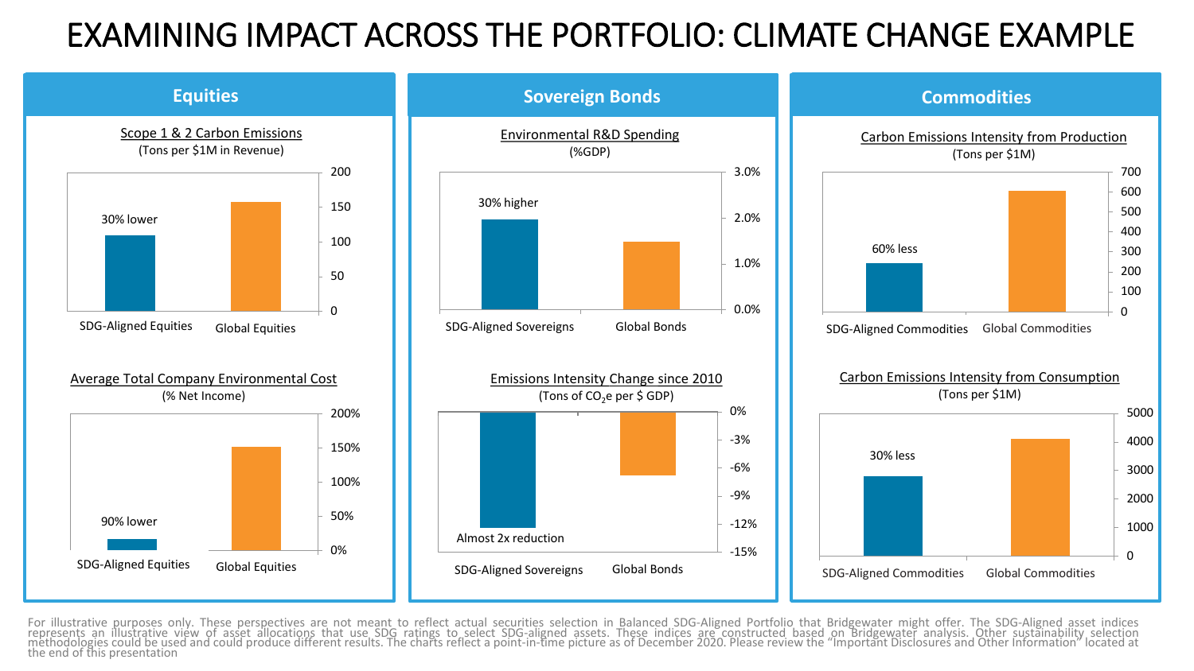# EXAMINING IMPACT ACROSS THE PORTFOLIO: CLIMATE CHANGE EXAMPLE

## Equities

**Scope 1 & 2 Carbon Emissions**
(Tons per $1M in Revenue)

- SDG-Aligned Equities: 30% lower
- Global Equities

**Average Total Company Environmental Cost**
(% Net Income)

- SDG-Aligned Equities: 90% lower
- Global Equities

## Sovereign Bonds

**Environmental R&D Spending**
(%GDP)

- SDG-Aligned Sovereigns: 30% higher
- Global Bonds

**Emissions Intensity Change since 2010**
(Tons of $CO_2e$ per $ GDP)

- SDG-Aligned Sovereigns: Almost 2x reduction
- Global Bonds

## Commodities

**Carbon Emissions Intensity from Production**
(Tons per $1M)

- SDG-Aligned Commodities: 60% less
- Global Commodities

**Carbon Emissions Intensity from Consumption**
(Tons per $1M)

- SDG-Aligned Commodities: 30% less
- Global Commodities

For illustrative purposes only. These perspectives are not meant to reflect actual securities selection in Balanced SDG-Aligned Portfolio that Bridgewater might offer. The SDG-Aligned asset indices represents an illustrative view of asset allocations that use SDG ratings to select SDG-aligned assets. These indices are constructed based on Bridgewater analysis. Other sustainability selection methodologies could be used and could produce different results. The charts reflect a point-in-time picture as of December 2020. Please review the "Important Disclosures and Other Information" located at the end of this presentation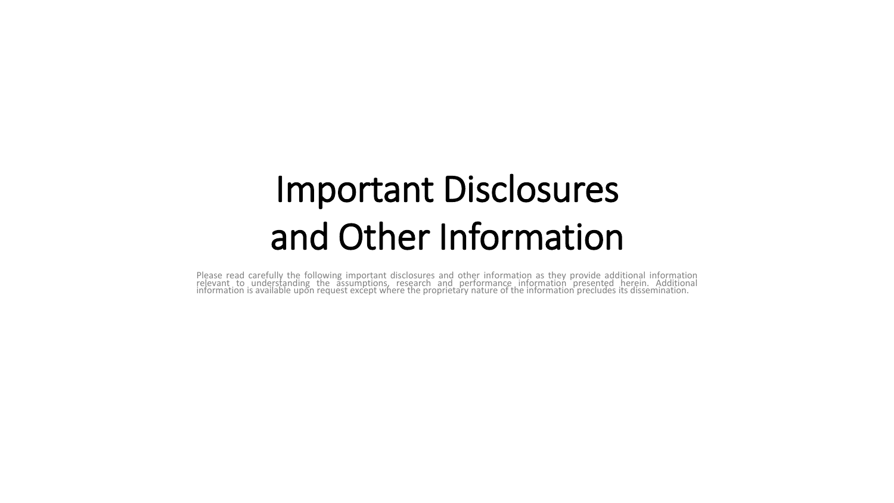# Important Disclosures and Other Information

Please read carefully the following important disclosures and other information as they provide additional information relevant to understanding the assumptions, research and performance information presented herein. Additional information is available upon request except where the proprietary nature of the information precludes its dissemination.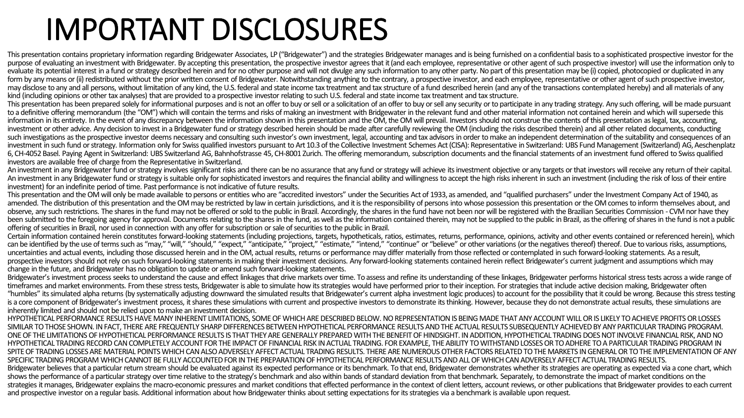# IMPORTANT DISCLOSURES

This presentation contains proprietary information regarding Bridgewater Associates, LP ("Bridgewater") and the strategies Bridgewater manages and is being furnished on a confidential basis to a sophisticated prospective investor for the purpose of evaluating an investment with Bridgewater. By accepting this presentation, the prospective investor agrees that it (and each employee, representative or other agent of such prospective investor) will use the information only to evaluate its potential interest in a fund or strategy described herein and for no other purpose and will not divulge any such information to any other party. No part of this presentation may be (i) copied, photocopied or duplicated in any form by any means or (ii) redistributed without the prior written consent of Bridgewater. Notwithstanding anything to the contrary, a prospective investor, and each employee, representative or other agent of such prospective investor, may disclose to any and all persons, without limitation of any kind, the U.S. federal and state income tax treatment and tax structure of a fund described herein (and any of the transactions contemplated hereby) and all materials of any kind (including opinions or other tax analyses) that are provided to a prospective investor relating to such U.S. federal and state income tax treatment and tax structure.

This presentation has been prepared solely for informational purposes and is not an offer to buy or sell or a solicitation of an offer to buy or sell any security or to participate in any trading strategy. Any such offering, will be made pursuant to a definitive offering memorandum (the "OM") which will contain the terms and risks of making an investment with Bridgewater in the relevant fund and other material information not contained herein and which will supersede this information in its entirety. In the event of any discrepancy between the information shown in this presentation and the OM, the OM will prevail. Investors should not construe the contents of this presentation as legal, tax, accounting, investment or other advice. Any decision to invest in a Bridgewater fund or strategy described herein should be made after carefully reviewing the OM (including the risks described therein) and all other related documents, conducting such investigations as the prospective investor deems necessary and consulting such investor's own investment, legal, accounting and tax advisors in order to make an independent determination of the suitability and consequences of an investment in such fund or strategy. Information only for Swiss qualified investors pursuant to Art 10.3 of the Collective Investment Schemes Act (CISA): Representative in Switzerland: UBS Fund Management (Switzerland) AG, Aeschenplatz 6, CH-4052 Basel. Paying Agent in Switzerland: UBS Switzerland AG, Bahnhofstrasse 45, CH-8001 Zurich. The offering memorandum, subscription documents and the financial statements of an investment fund offered to Swiss qualified investors are available free of charge from the Representative in Switzerland.

An investment in any Bridgewater fund or strategy involves significant risks and there can be no assurance that any fund or strategy will achieve its investment objective or any targets or that investors will receive any return of their capital. An investment in any Bridgewater fund or strategy is suitable only for sophisticated investors and requires the financial ability and willingness to accept the high risks inherent in such an investment (including the risk of loss of their entire investment) for an indefinite period of time. Past performance is not indicative of future results.

This presentation and the OM will only be made available to persons or entities who are "accredited investors" under the Securities Act of 1933, as amended, and "qualified purchasers" under the Investment Company Act of 1940, as amended. The distribution of this presentation and the OM may be restricted by law in certain jurisdictions, and it is the responsibility of persons into whose possession this presentation or the OM comes to inform themselves about, and observe, any such restrictions. The shares in the fund may not be offered or sold to the public in Brazil. Accordingly, the shares in the fund have not been nor will be registered with the Brazilian Securities Commission - CVM nor have they been submitted to the foregoing agency for approval. Documents relating to the shares in the fund, as well as the information contained therein, may not be supplied to the public in Brazil, as the offering of shares in the fund is not a public offering of securities in Brazil, nor used in connection with any offer for subscription or sale of securities to the public in Brazil.

Certain information contained herein constitutes forward-looking statements (including projections, targets, hypotheticals, ratios, estimates, returns, performance, opinions, activity and other events contained or referenced herein), which can be identified by the use of terms such as "may," "will," "should," "expect," "anticipate," "project," "estimate," "intend," "continue" or "believe" or other variations (or the negatives thereof) thereof. Due to various risks, assumptions, uncertainties and actual events, including those discussed herein and in the OM, actual results, returns or performance may differ materially from those reflected or contemplated in such forward-looking statements. As a result, prospective investors should not rely on such forward-looking statements in making their investment decisions. Any forward-looking statements contained herein reflect Bridgewater's current judgment and assumptions which may change in the future, and Bridgewater has no obligation to update or amend such forward-looking statements.

Bridgewater's investment process seeks to understand the cause and effect linkages that drive markets over time. To assess and refine its understanding of these linkages, Bridgewater performs historical stress tests across a wide range of timeframes and market environments. From these stress tests, Bridgewater is able to simulate how its strategies would have performed prior to their inception. For strategies that include active decision making, Bridgewater often "humbles" its simulated alpha returns (by systematically adjusting downward the simulated results that Bridgewater's current alpha investment logic produces) to account for the possibility that it could be wrong. Because this stress testing is a core component of Bridgewater's investment process, it shares these simulations with current and prospective investors to demonstrate its thinking. However, because they do not demonstrate actual results, these simulations are inherently limited and should not be relied upon to make an investment decision.

HYPOTHETICAL PERFORMANCE RESULTS HAVE MANY INHERENT LIMITATIONS, SOME OF WHICH ARE DESCRIBED BELOW. NO REPRESENTATION IS BEING MADE THAT ANY ACCOUNT WILL OR IS LIKELY TO ACHIEVE PROFITS OR LOSSES SIMILAR TO THOSE SHOWN. IN FACT, THERE ARE FREQUENTLY SHARP DIFFERENCES BETWEEN HYPOTHETICAL PERFORMANCE RESULTS AND THE ACTUAL RESULTS SUBSEQUENTLY ACHIEVED BY ANY PARTICULAR TRADING PROGRAM. ONE OF THE LIMITATIONS OF HYPOTHETICAL PERFORMANCE RESULTS IS THAT THEY ARE GENERALLY PREPARED WITH THE BENEFIT OF HINDSIGHT. IN ADDITION, HYPOTHETICAL TRADING DOES NOT INVOLVE FINANCIAL RISK, AND NO HYPOTHETICAL TRADING RECORD CAN COMPLETELY ACCOUNT FOR THE IMPACT OF FINANCIAL RISK IN ACTUAL TRADING. FOR EXAMPLE, THE ABILITY TO WITHSTAND LOSSES OR TO ADHERE TO A PARTICULAR TRADING PROGRAM IN SPITE OF TRADING LOSSES ARE MATERIAL POINTS WHICH CAN ALSO ADVERSELY AFFECT ACTUAL TRADING RESULTS. THERE ARE NUMEROUS OTHER FACTORS RELATED TO THE MARKETS IN GENERAL OR TO THE IMPLEMENTATION OF ANY SPECIFIC TRADING PROGRAM WHICH CANNOT BE FULLY ACCOUNTED FOR IN THE PREPARATION OF HYPOTHETICAL PERFORMANCE RESULTS AND ALL OF WHICH CAN ADVERSELY AFFECT ACTUAL TRADING RESULTS.

Bridgewater believes that a particular return stream should be evaluated against its expected performance or its benchmark. To that end, Bridgewater demonstrates whether its strategies are operating as expected via a cone chart, which shows the performance of a particular strategy over time relative to the strategy's benchmark and also within bands of standard deviation from that benchmark. Separately, to demonstrate the impact of market conditions on the strategies it manages, Bridgewater explains the macro-economic pressures and market conditions that effected performance in the context of client letters, account reviews, or other publications that Bridgewater provides to each current and prospective investor on a regular basis. Additional information about how Bridgewater thinks about setting expectations for its strategies via a benchmark is available upon request.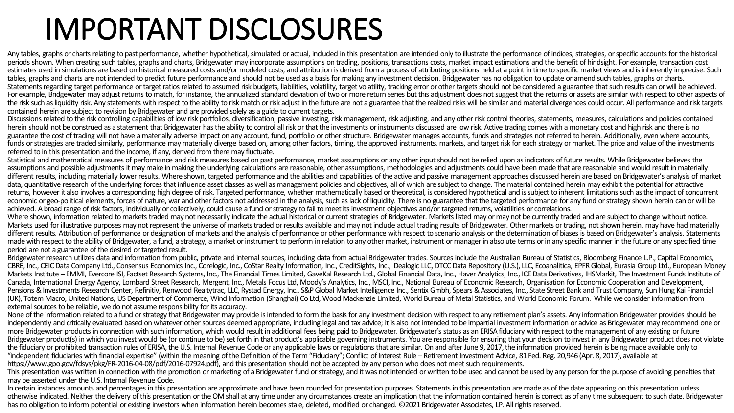# IMPORTANT DISCLOSURES

Any tables, graphs or charts relating to past performance, whether hypothetical, simulated or actual, included in this presentation are intended only to illustrate the performance of indices, strategies, or specific accounts for the historical periods shown. When creating such tables, graphs and charts, Bridgewater may incorporate assumptions on trading, positions, transactions costs, market impact estimations and the benefit of hindsight. For example, transaction cost estimates used in simulations are based on historical measured costs and/or modeled costs, and attribution is derived from a process of attributing positions held at a point in time to specific market views and is inherently imprecise. Such tables, graphs and charts are not intended to predict future performance and should not be used as a basis for making any investment decision. Bridgewater has no obligation to update or amend such tables, graphs or charts.

Statements regarding target performance or target ratios related to assumed risk budgets, liabilities, volatility, target volatility, tracking error or other targets should not be considered a guarantee that such results can or will be achieved. For example, Bridgewater may adjust returns to match, for instance, the annualized standard deviation of two or more return series but this adjustment does not suggest that the returns or assets are similar with respect to other aspects of the risk such as liquidity risk. Any statements with respect to the ability to risk match or risk adjust in the future are not a guarantee that the realized risks will be similar and material divergences could occur. All performance and risk targets contained herein are subject to revision by Bridgewater and are provided solely as a guide to current targets.

Discussions related to the risk controlling capabilities of low risk portfolios, diversification, passive investing, risk management, risk adjusting, and any other risk control theories, statements, measures, calculations and policies contained herein should not be construed as a statement that Bridgewater has the ability to control all risk or that the investments or instruments discussed are low risk. Active trading comes with a monetary cost and high risk and there is no guarantee the cost of trading will not have a materially adverse impact on any account, fund, portfolio or other structure. Bridgewater manages accounts, funds and strategies not referred to herein. Additionally, even where accounts, funds or strategies are traded similarly, performance may materially diverge based on, among other factors, timing, the approved instruments, markets, and target risk for each strategy or market. The price and value of the investments referred to in this presentation and the income, if any, derived from there may fluctuate.

Statistical and mathematical measures of performance and risk measures based on past performance, market assumptions or any other input should not be relied upon as indicators of future results. While Bridgewater believes the assumptions and possible adjustments it may make in making the underlying calculations are reasonable, other assumptions, methodologies and adjustments could have been made that are reasonable and would result in materially different results, including materially lower results. Where shown, targeted performance and the abilities and capabilities of the active and passive management approaches discussed herein are based on Bridgewater's analysis of market data, quantitative research of the underlying forces that influence asset classes as well as management policies and objectives, all of which are subject to change. The material contained herein may exhibit the potential for attractive returns, however it also involves a corresponding high degree of risk. Targeted performance, whether mathematically based or theoretical, is considered hypothetical and is subject to inherent limitations such as the impact of concurrent economic or geo-political elements, forces of nature, war and other factors not addressed in the analysis, such as lack of liquidity. There is no guarantee that the targeted performance for any fund or strategy shown herein can or will be achieved. A broad range of risk factors, individually or collectively, could cause a fund or strategy to fail to meet its investment objectives and/or targeted returns, volatilities or correlations.

Where shown, information related to markets traded may not necessarily indicate the actual historical or current strategies of Bridgewater. Markets listed may or may not be currently traded and are subject to change without notice. Markets used for illustrative purposes may not represent the universe of markets traded or results available and may not include actual trading results of Bridgewater. Other markets or trading, not shown herein, may have had materially different results. Attribution of performance or designation of markets and the analysis of performance or other performance with respect to scenario analysis or the determination of biases is based on Bridgewater's analysis. Statements made with respect to the ability of Bridgewater, a fund, a strategy, a market or instrument to perform in relation to any other market, instrument or manager in absolute terms or in any specific manner in the future or any specified time period are not a guarantee of the desired or targeted result.

Bridgewater research utilizes data and information from public, private and internal sources, including data from actual Bridgewater trades. Sources include the Australian Bureau of Statistics, Bloomberg Finance L.P., Capital Economics, CBRE, Inc., CEIC Data Company Ltd., Consensus Economics Inc., Corelogic, Inc., CoStar Realty Information, Inc., CreditSights, Inc., Dealogic LLC, DTCC Data Repository (U.S.), LLC, Ecoanalitica, EPFR Global, Eurasia Group Ltd., European Money Markets Institute – EMMI, Evercore ISI, Factset Research Systems, Inc., The Financial Times Limited, GaveKal Research Ltd., Global Financial Data, Inc., Haver Analytics, Inc., ICE Data Derivatives, IHSMarkit, The Investment Funds Institute of Canada, International Energy Agency, Lombard Street Research, Mergent, Inc., Metals Focus Ltd, Moody's Analytics, Inc., MSCI, Inc., National Bureau of Economic Research, Organisation for Economic Cooperation and Development, Pensions & Investments Research Center, Refinitiv, Renwood Realtytrac, LLC, Rystad Energy, Inc., S&P Global Market Intelligence Inc., Sentix Gmbh, Spears & Associates, Inc., State Street Bank and Trust Company, Sun Hung Kai Financial (UK), Totem Macro, United Nations, US Department of Commerce, Wind Information (Shanghai) Co Ltd, Wood Mackenzie Limited, World Bureau of Metal Statistics, and World Economic Forum. While we consider information from external sources to be reliable, we do not assume responsibility for its accuracy.

None of the information related to a fund or strategy that Bridgewater may provide is intended to form the basis for any investment decision with respect to any retirement plan's assets. Any information Bridgewater provides should be independently and critically evaluated based on whatever other sources deemed appropriate, including legal and tax advice; it is also not intended to be impartial investment information or advice as Bridgewater may recommend one or more Bridgewater products in connection with such information, which would result in additional fees being paid to Bridgewater. Bridgewater's status as an ERISA fiduciary with respect to the management of any existing or future Bridgewater product(s) in which you invest would be (or continue to be) set forth in that product's applicable governing instruments. You are responsible for ensuring that your decision to invest in any Bridgewater product does not violate the fiduciary or prohibited transaction rules of ERISA, the U.S. Internal Revenue Code or any applicable laws or regulations that are similar. On and after June 9, 2017, the information provided herein is being made available only to "independent fiduciaries with financial expertise" (within the meaning of the Definition of the Term "Fiduciary"; Conflict of Interest Rule – Retirement Investment Advice, 81 Fed. Reg. 20,946 (Apr. 8, 2017), available at https://www.gpo.gov/fdsys/pkg/FR-2016-04-08/pdf/2016-07924.pdf), and this presentation should not be accepted by any person who does not meet such requirements.

This presentation was written in connection with the promotion or marketing of a Bridgewater fund or strategy, and it was not intended or written to be used and cannot be used by any person for the purpose of avoiding penalties that may be asserted under the U.S. Internal Revenue Code.

In certain instances amounts and percentages in this presentation are approximate and have been rounded for presentation purposes. Statements in this presentation are made as of the date appearing on this presentation unless otherwise indicated. Neither the delivery of this presentation or the OM shall at any time under any circumstances create an implication that the information contained herein is correct as of any time subsequent to such date. Bridgewater has no obligation to inform potential or existing investors when information herein becomes stale, deleted, modified or changed. ©2021 Bridgewater Associates, LP. All rights reserved.